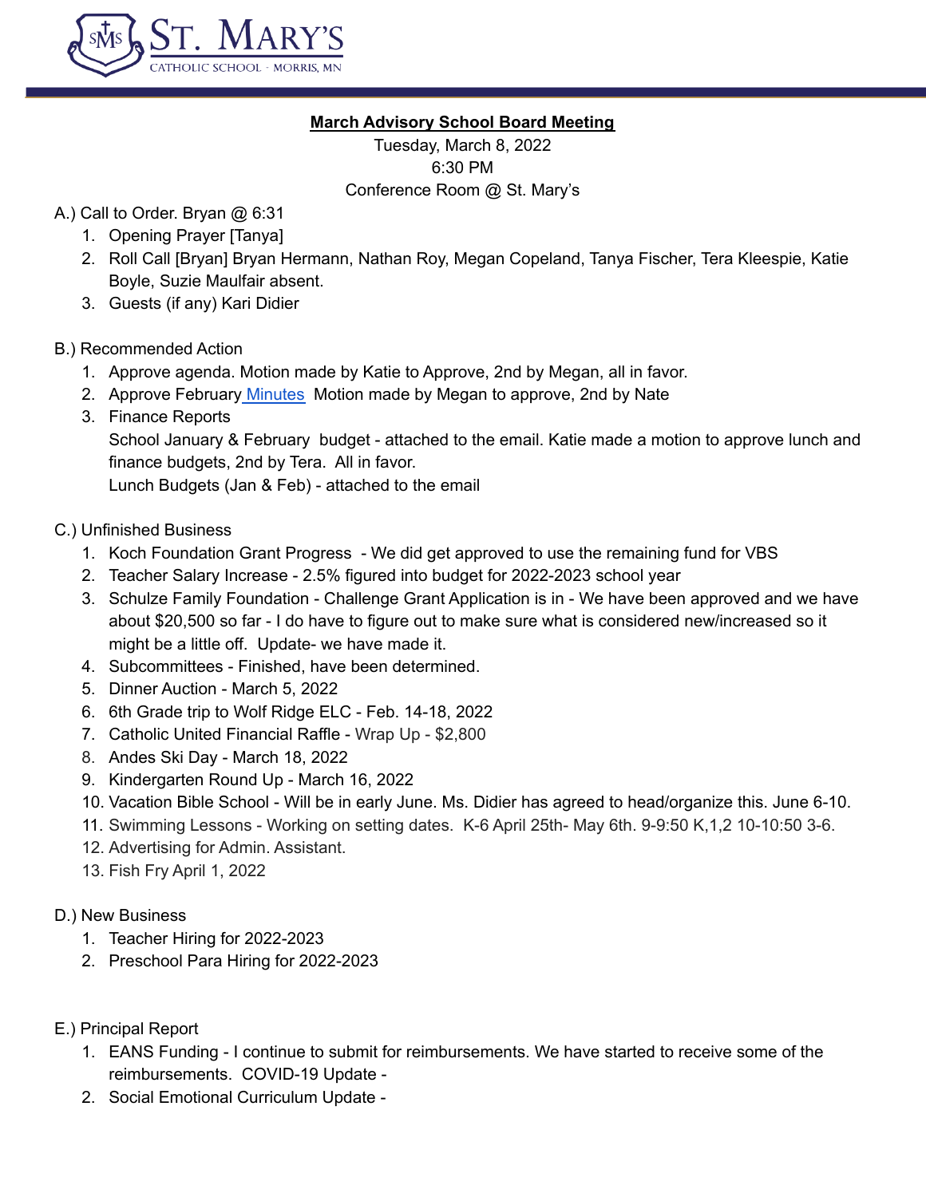ST. MARY'S
CATHOLIC SCHOOL · MORRIS, MN

## March Advisory School Board Meeting

Tuesday, March 8, 2022
6:30 PM
Conference Room @ St. Mary's

A.) Call to Order. Bryan @ 6:31

1. Opening Prayer [Tanya]
2. Roll Call [Bryan] Bryan Hermann, Nathan Roy, Megan Copeland, Tanya Fischer, Tera Kleespie, Katie Boyle, Suzie Maulfair absent.
3. Guests (if any) Kari Didier

B.) Recommended Action

1. Approve agenda. Motion made by Katie to Approve, 2nd by Megan, all in favor.
2. Approve February Minutes Motion made by Megan to approve, 2nd by Nate
3. Finance Reports
   School January & February budget - attached to the email. Katie made a motion to approve lunch and finance budgets, 2nd by Tera. All in favor.
   Lunch Budgets (Jan & Feb) - attached to the email

C.) Unfinished Business

1. Koch Foundation Grant Progress - We did get approved to use the remaining fund for VBS
2. Teacher Salary Increase - 2.5% figured into budget for 2022-2023 school year
3. Schulze Family Foundation - Challenge Grant Application is in - We have been approved and we have about $20,500 so far - I do have to figure out to make sure what is considered new/increased so it might be a little off. Update- we have made it.
4. Subcommittees - Finished, have been determined.
5. Dinner Auction - March 5, 2022
6. 6th Grade trip to Wolf Ridge ELC - Feb. 14-18, 2022
7. Catholic United Financial Raffle - Wrap Up - $2,800
8. Andes Ski Day - March 18, 2022
9. Kindergarten Round Up - March 16, 2022
10. Vacation Bible School - Will be in early June. Ms. Didier has agreed to head/organize this. June 6-10.
11. Swimming Lessons - Working on setting dates. K-6 April 25th- May 6th. 9-9:50 K,1,2 10-10:50 3-6.
12. Advertising for Admin. Assistant.
13. Fish Fry April 1, 2022

D.) New Business

1. Teacher Hiring for 2022-2023
2. Preschool Para Hiring for 2022-2023

E.) Principal Report

1. EANS Funding - I continue to submit for reimbursements. We have started to receive some of the reimbursements. COVID-19 Update -
2. Social Emotional Curriculum Update -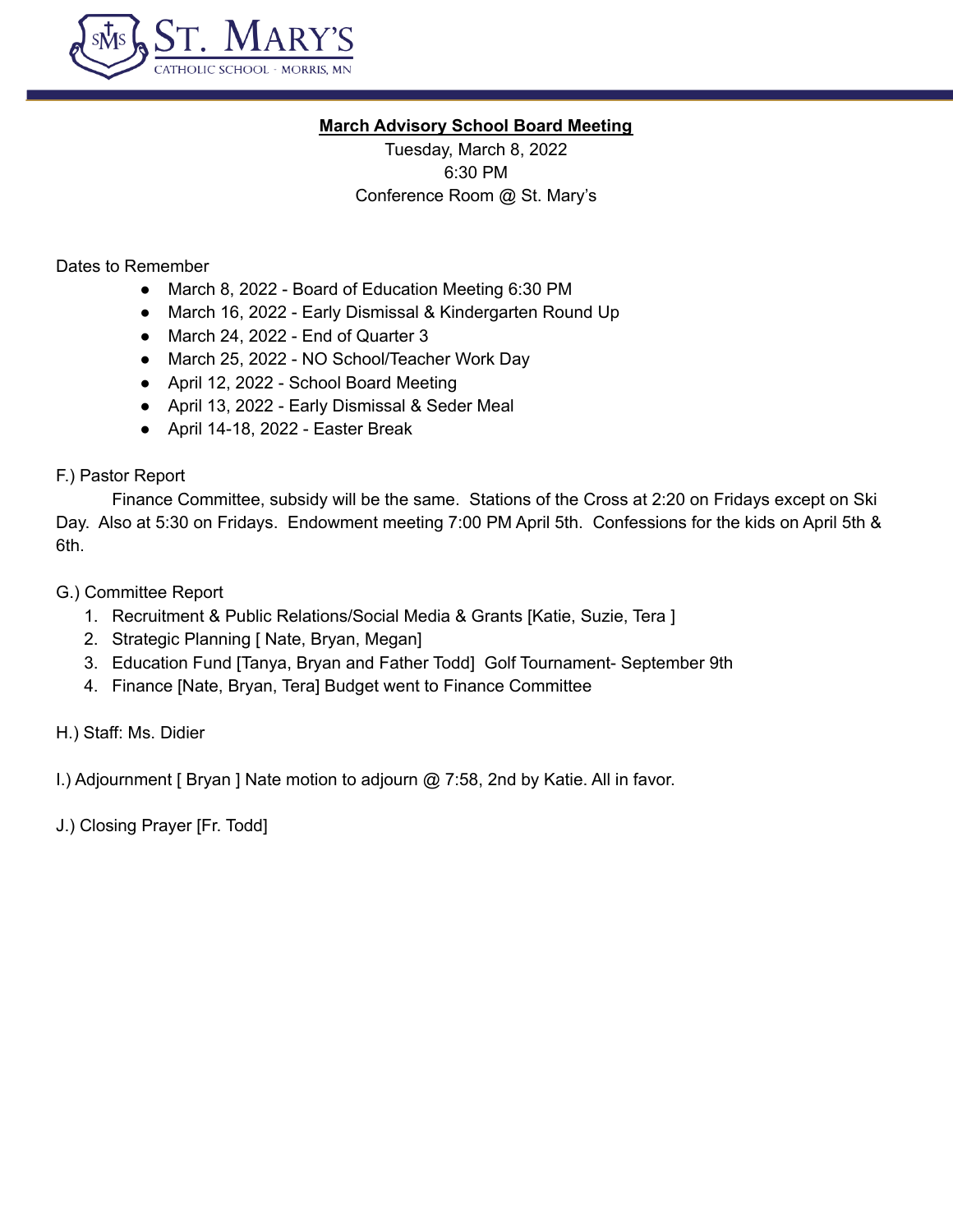ST. MARY'S
CATHOLIC SCHOOL · MORRIS, MN

**March Advisory School Board Meeting**

Tuesday, March 8, 2022
6:30 PM
Conference Room @ St. Mary's

Dates to Remember

- March 8, 2022 - Board of Education Meeting 6:30 PM
- March 16, 2022 - Early Dismissal & Kindergarten Round Up
- March 24, 2022 - End of Quarter 3
- March 25, 2022 - NO School/Teacher Work Day
- April 12, 2022 - School Board Meeting
- April 13, 2022 - Early Dismissal & Seder Meal
- April 14-18, 2022 - Easter Break

F.) Pastor Report

Finance Committee, subsidy will be the same. Stations of the Cross at 2:20 on Fridays except on Ski Day. Also at 5:30 on Fridays. Endowment meeting 7:00 PM April 5th. Confessions for the kids on April 5th & 6th.

G.) Committee Report

1. Recruitment & Public Relations/Social Media & Grants [Katie, Suzie, Tera ]
2. Strategic Planning [ Nate, Bryan, Megan]
3. Education Fund [Tanya, Bryan and Father Todd] Golf Tournament- September 9th
4. Finance [Nate, Bryan, Tera] Budget went to Finance Committee

H.) Staff: Ms. Didier

I.) Adjournment [ Bryan ] Nate motion to adjourn @ 7:58, 2nd by Katie. All in favor.

J.) Closing Prayer [Fr. Todd]